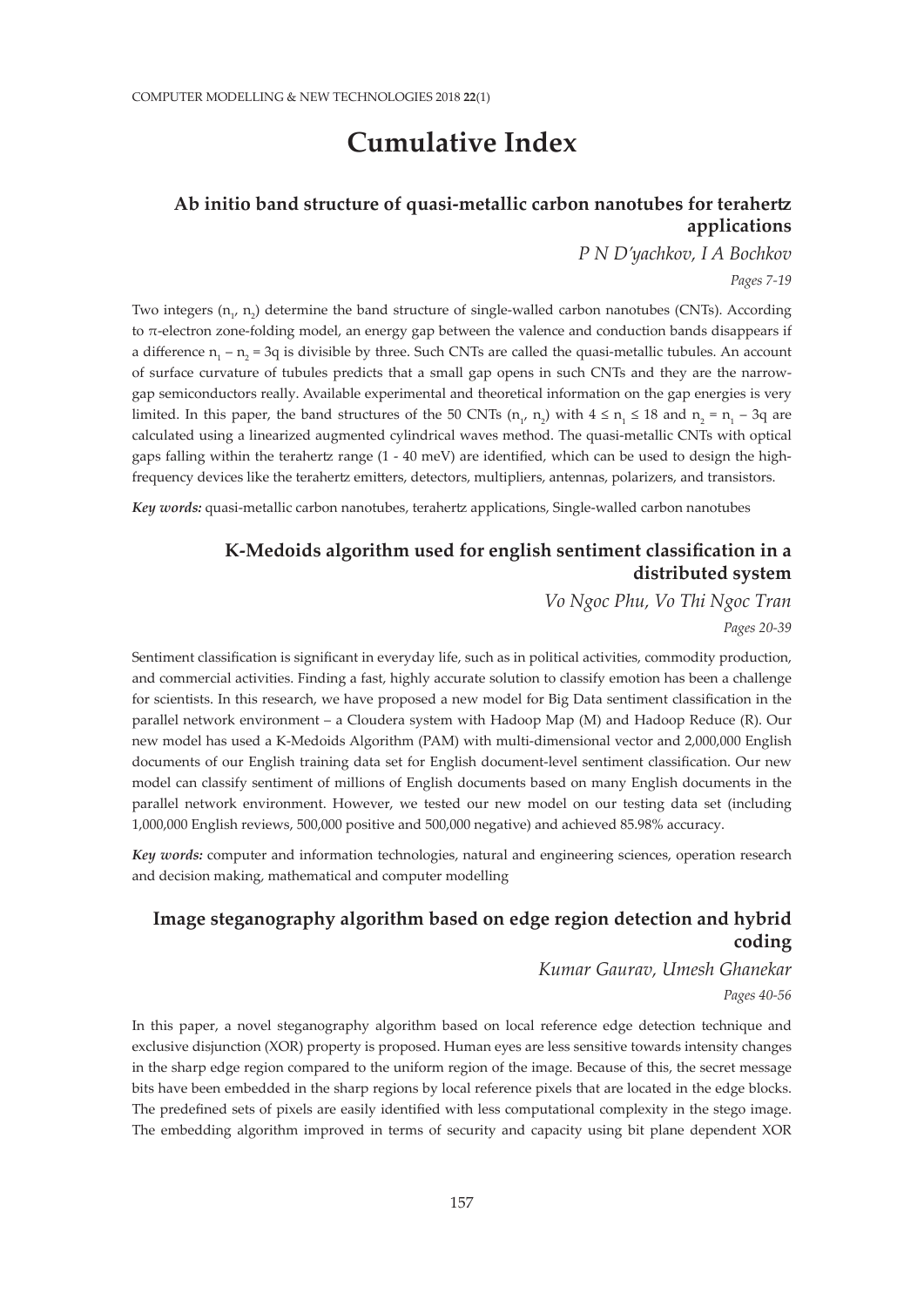# Cumulative Index

## Ab initio band structure of quasi-metallic carbon nanotubes for terahertz applications

*P N D'yachkov, I A Bochkov*

*Pages 7-19*

Two integers ($n_1$, $n_2$) determine the band structure of single-walled carbon nanotubes (CNTs). According to π-electron zone-folding model, an energy gap between the valence and conduction bands disappears if a difference $n_1 - n_2 = 3q$ is divisible by three. Such CNTs are called the quasi-metallic tubules. An account of surface curvature of tubules predicts that a small gap opens in such CNTs and they are the narrow-gap semiconductors really. Available experimental and theoretical information on the gap energies is very limited. In this paper, the band structures of the 50 CNTs ($n_1$, $n_2$) with $4 \leq n_1 \leq 18$ and $n_2 = n_1 - 3q$ are calculated using a linearized augmented cylindrical waves method. The quasi-metallic CNTs with optical gaps falling within the terahertz range (1 - 40 meV) are identified, which can be used to design the high-frequency devices like the terahertz emitters, detectors, multipliers, antennas, polarizers, and transistors.

***Key words:*** quasi-metallic carbon nanotubes, terahertz applications, Single-walled carbon nanotubes

## K-Medoids algorithm used for english sentiment classification in a distributed system

*Vo Ngoc Phu, Vo Thi Ngoc Tran*

*Pages 20-39*

Sentiment classification is significant in everyday life, such as in political activities, commodity production, and commercial activities. Finding a fast, highly accurate solution to classify emotion has been a challenge for scientists. In this research, we have proposed a new model for Big Data sentiment classification in the parallel network environment – a Cloudera system with Hadoop Map (M) and Hadoop Reduce (R). Our new model has used a K-Medoids Algorithm (PAM) with multi-dimensional vector and 2,000,000 English documents of our English training data set for English document-level sentiment classification. Our new model can classify sentiment of millions of English documents based on many English documents in the parallel network environment. However, we tested our new model on our testing data set (including 1,000,000 English reviews, 500,000 positive and 500,000 negative) and achieved 85.98% accuracy.

***Key words:*** computer and information technologies, natural and engineering sciences, operation research and decision making, mathematical and computer modelling

## Image steganography algorithm based on edge region detection and hybrid coding

*Kumar Gaurav, Umesh Ghanekar*

*Pages 40-56*

In this paper, a novel steganography algorithm based on local reference edge detection technique and exclusive disjunction (XOR) property is proposed. Human eyes are less sensitive towards intensity changes in the sharp edge region compared to the uniform region of the image. Because of this, the secret message bits have been embedded in the sharp regions by local reference pixels that are located in the edge blocks. The predefined sets of pixels are easily identified with less computational complexity in the stego image. The embedding algorithm improved in terms of security and capacity using bit plane dependent XOR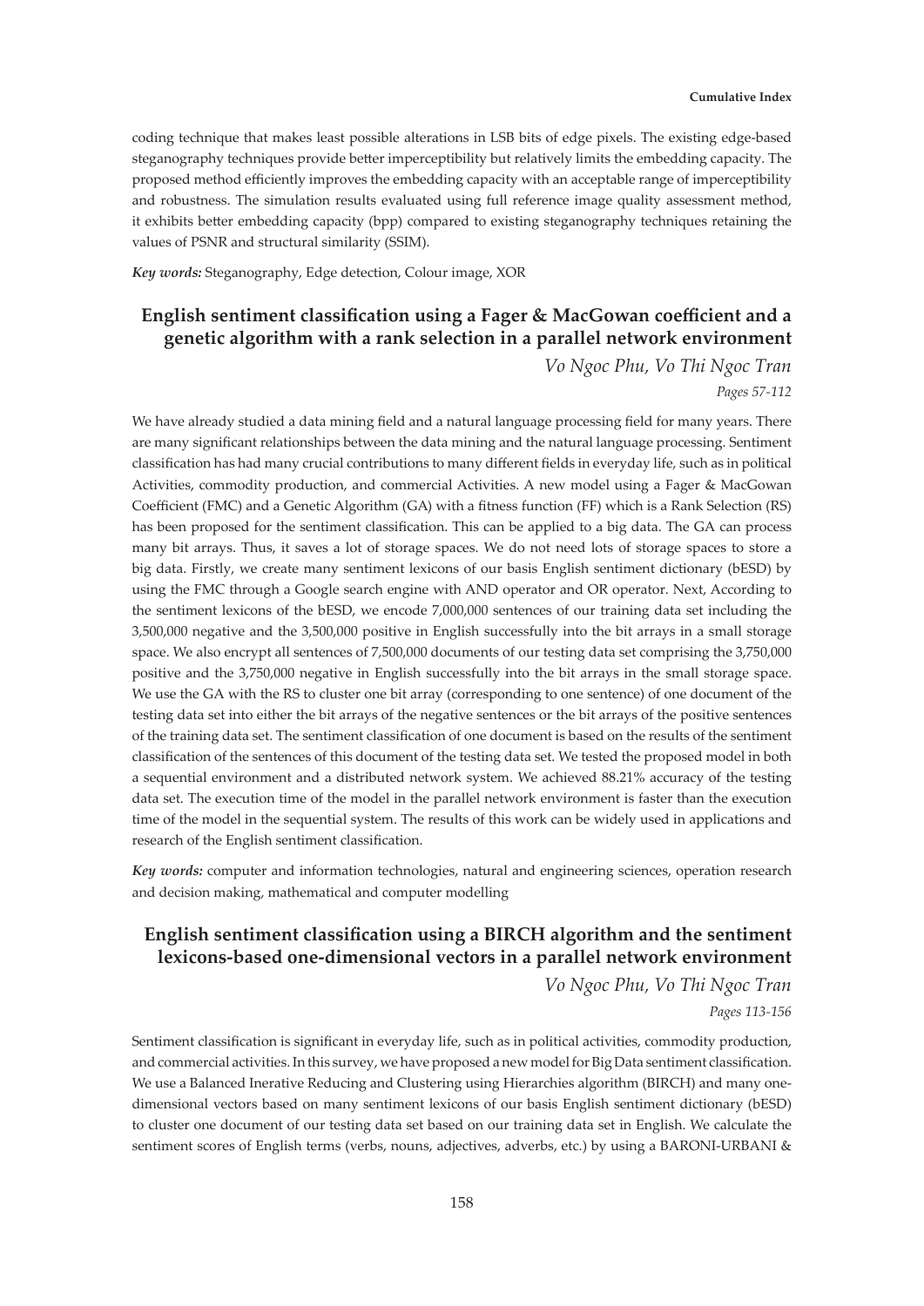coding technique that makes least possible alterations in LSB bits of edge pixels. The existing edge-based steganography techniques provide better imperceptibility but relatively limits the embedding capacity. The proposed method efficiently improves the embedding capacity with an acceptable range of imperceptibility and robustness. The simulation results evaluated using full reference image quality assessment method, it exhibits better embedding capacity (bpp) compared to existing steganography techniques retaining the values of PSNR and structural similarity (SSIM).

***Key words:*** Steganography, Edge detection, Colour image, XOR

## English sentiment classification using a Fager & MacGowan coefficient and a genetic algorithm with a rank selection in a parallel network environment

*Vo Ngoc Phu, Vo Thi Ngoc Tran*

*Pages 57-112*

We have already studied a data mining field and a natural language processing field for many years. There are many significant relationships between the data mining and the natural language processing. Sentiment classification has had many crucial contributions to many different fields in everyday life, such as in political Activities, commodity production, and commercial Activities. A new model using a Fager & MacGowan Coefficient (FMC) and a Genetic Algorithm (GA) with a fitness function (FF) which is a Rank Selection (RS) has been proposed for the sentiment classification. This can be applied to a big data. The GA can process many bit arrays. Thus, it saves a lot of storage spaces. We do not need lots of storage spaces to store a big data. Firstly, we create many sentiment lexicons of our basis English sentiment dictionary (bESD) by using the FMC through a Google search engine with AND operator and OR operator. Next, According to the sentiment lexicons of the bESD, we encode 7,000,000 sentences of our training data set including the 3,500,000 negative and the 3,500,000 positive in English successfully into the bit arrays in a small storage space. We also encrypt all sentences of 7,500,000 documents of our testing data set comprising the 3,750,000 positive and the 3,750,000 negative in English successfully into the bit arrays in the small storage space. We use the GA with the RS to cluster one bit array (corresponding to one sentence) of one document of the testing data set into either the bit arrays of the negative sentences or the bit arrays of the positive sentences of the training data set. The sentiment classification of one document is based on the results of the sentiment classification of the sentences of this document of the testing data set. We tested the proposed model in both a sequential environment and a distributed network system. We achieved 88.21% accuracy of the testing data set. The execution time of the model in the parallel network environment is faster than the execution time of the model in the sequential system. The results of this work can be widely used in applications and research of the English sentiment classification.

***Key words:*** computer and information technologies, natural and engineering sciences, operation research and decision making, mathematical and computer modelling

## English sentiment classification using a BIRCH algorithm and the sentiment lexicons-based one-dimensional vectors in a parallel network environment

*Vo Ngoc Phu, Vo Thi Ngoc Tran*

*Pages 113-156*

Sentiment classification is significant in everyday life, such as in political activities, commodity production, and commercial activities. In this survey, we have proposed a new model for Big Data sentiment classification. We use a Balanced Inerative Reducing and Clustering using Hierarchies algorithm (BIRCH) and many one-dimensional vectors based on many sentiment lexicons of our basis English sentiment dictionary (bESD) to cluster one document of our testing data set based on our training data set in English. We calculate the sentiment scores of English terms (verbs, nouns, adjectives, adverbs, etc.) by using a BARONI-URBANI &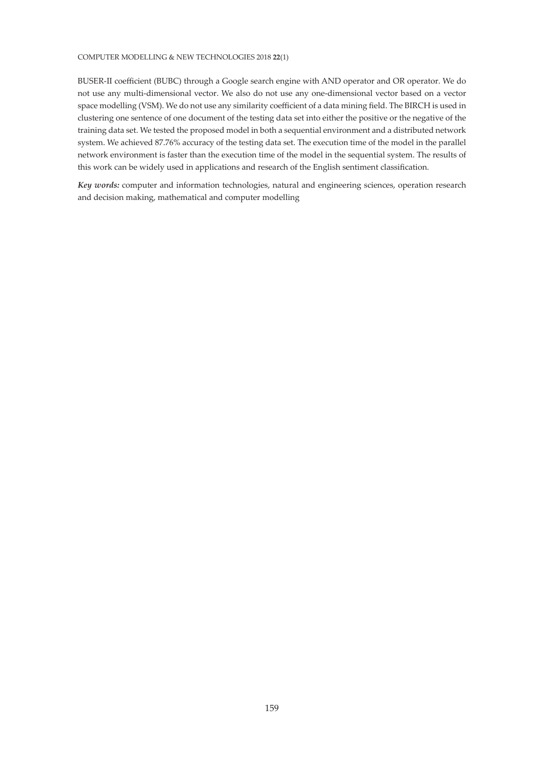BUSER-II coefficient (BUBC) through a Google search engine with AND operator and OR operator. We do not use any multi-dimensional vector. We also do not use any one-dimensional vector based on a vector space modelling (VSM). We do not use any similarity coefficient of a data mining field. The BIRCH is used in clustering one sentence of one document of the testing data set into either the positive or the negative of the training data set. We tested the proposed model in both a sequential environment and a distributed network system. We achieved 87.76% accuracy of the testing data set. The execution time of the model in the parallel network environment is faster than the execution time of the model in the sequential system. The results of this work can be widely used in applications and research of the English sentiment classification.

***Key words:*** computer and information technologies, natural and engineering sciences, operation research and decision making, mathematical and computer modelling